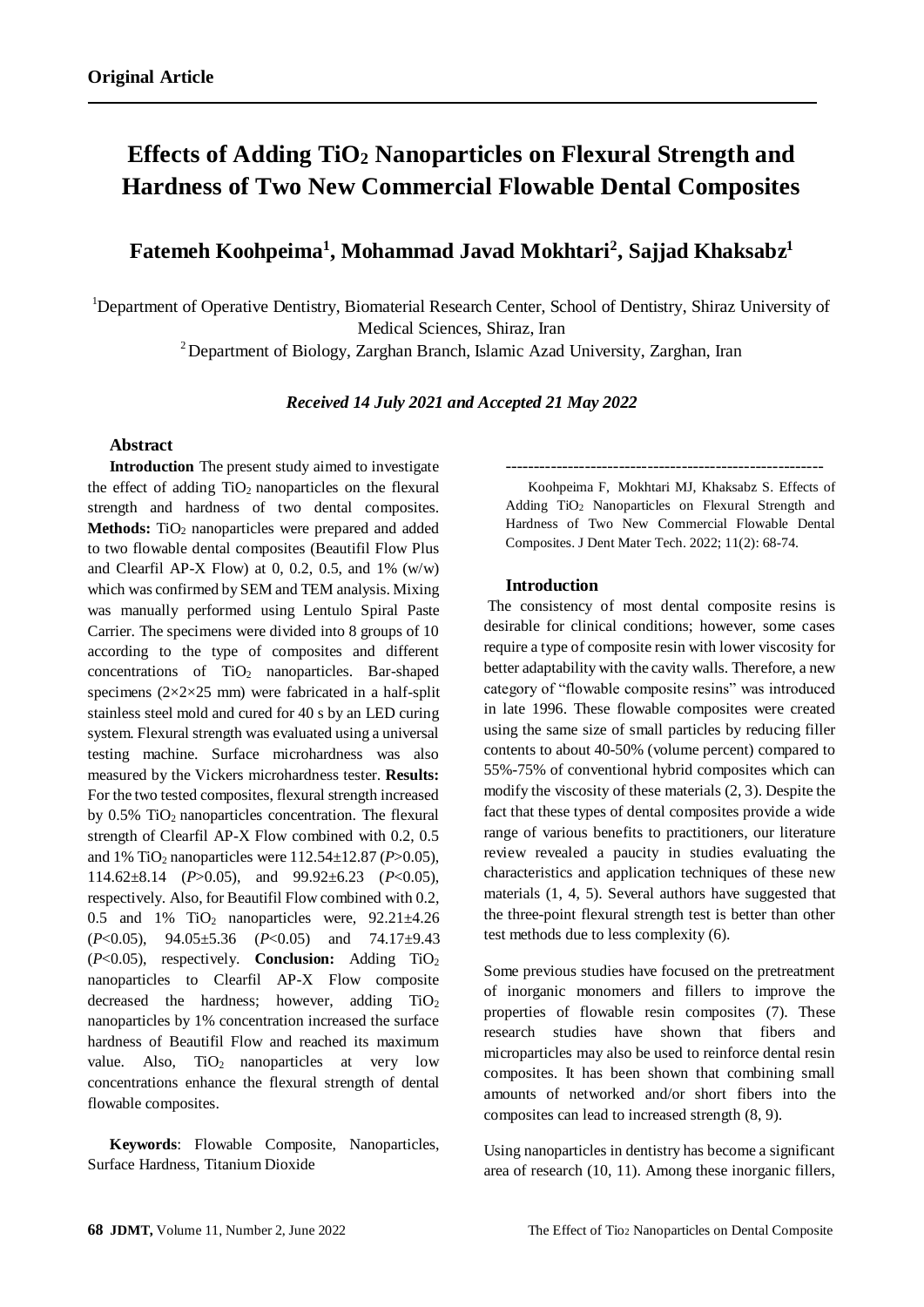**Original Article**

# Effects of Adding $TiO_2$ Nanoparticles on Flexural Strength and Hardness of Two New Commercial Flowable Dental Composites

## Fatemeh Koohpeima[1], Mohammad Javad Mokhtari[2], Sajjad Khaksabz[1]

[1]Department of Operative Dentistry, Biomaterial Research Center, School of Dentistry, Shiraz University of Medical Sciences, Shiraz, Iran

[2]Department of Biology, Zarghan Branch, Islamic Azad University, Zarghan, Iran

*Received 14 July 2021 and Accepted 21 May 2022*

### Abstract

**Introduction** The present study aimed to investigate the effect of adding $TiO_2$ nanoparticles on the flexural strength and hardness of two dental composites. **Methods:** $TiO_2$ nanoparticles were prepared and added to two flowable dental composites (Beautifil Flow Plus and Clearfil AP-X Flow) at 0, 0.2, 0.5, and 1% (w/w) which was confirmed by SEM and TEM analysis. Mixing was manually performed using Lentulo Spiral Paste Carrier. The specimens were divided into 8 groups of 10 according to the type of composites and different concentrations of $TiO_2$ nanoparticles. Bar-shaped specimens (2×2×25 mm) were fabricated in a half-split stainless steel mold and cured for 40 s by an LED curing system. Flexural strength was evaluated using a universal testing machine. Surface microhardness was also measured by the Vickers microhardness tester. **Results:** For the two tested composites, flexural strength increased by 0.5% $TiO_2$ nanoparticles concentration. The flexural strength of Clearfil AP-X Flow combined with 0.2, 0.5 and 1% $TiO_2$ nanoparticles were 112.54±12.87 ($P>0.05$), 114.62±8.14 ($P>0.05$), and 99.92±6.23 ($P<0.05$), respectively. Also, for Beautifil Flow combined with 0.2, 0.5 and 1% $TiO_2$ nanoparticles were, 92.21±4.26 ($P<0.05$), 94.05±5.36 ($P<0.05$) and 74.17±9.43 ($P<0.05$), respectively. **Conclusion:** Adding $TiO_2$ nanoparticles to Clearfil AP-X Flow composite decreased the hardness; however, adding $TiO_2$ nanoparticles by 1% concentration increased the surface hardness of Beautifil Flow and reached its maximum value. Also, $TiO_2$ nanoparticles at very low concentrations enhance the flexural strength of dental flowable composites.

**Keywords**: Flowable Composite, Nanoparticles, Surface Hardness, Titanium Dioxide

---

Koohpeima F, Mokhtari MJ, Khaksabz S. Effects of Adding $TiO_2$ Nanoparticles on Flexural Strength and Hardness of Two New Commercial Flowable Dental Composites. J Dent Mater Tech. 2022; 11(2): 68-74.

### Introduction

The consistency of most dental composite resins is desirable for clinical conditions; however, some cases require a type of composite resin with lower viscosity for better adaptability with the cavity walls. Therefore, a new category of "flowable composite resins" was introduced in late 1996. These flowable composites were created using the same size of small particles by reducing filler contents to about 40-50% (volume percent) compared to 55%-75% of conventional hybrid composites which can modify the viscosity of these materials (2, 3). Despite the fact that these types of dental composites provide a wide range of various benefits to practitioners, our literature review revealed a paucity in studies evaluating the characteristics and application techniques of these new materials (1, 4, 5). Several authors have suggested that the three-point flexural strength test is better than other test methods due to less complexity (6).

Some previous studies have focused on the pretreatment of inorganic monomers and fillers to improve the properties of flowable resin composites (7). These research studies have shown that fibers and microparticles may also be used to reinforce dental resin composites. It has been shown that combining small amounts of networked and/or short fibers into the composites can lead to increased strength (8, 9).

Using nanoparticles in dentistry has become a significant area of research (10, 11). Among these inorganic fillers,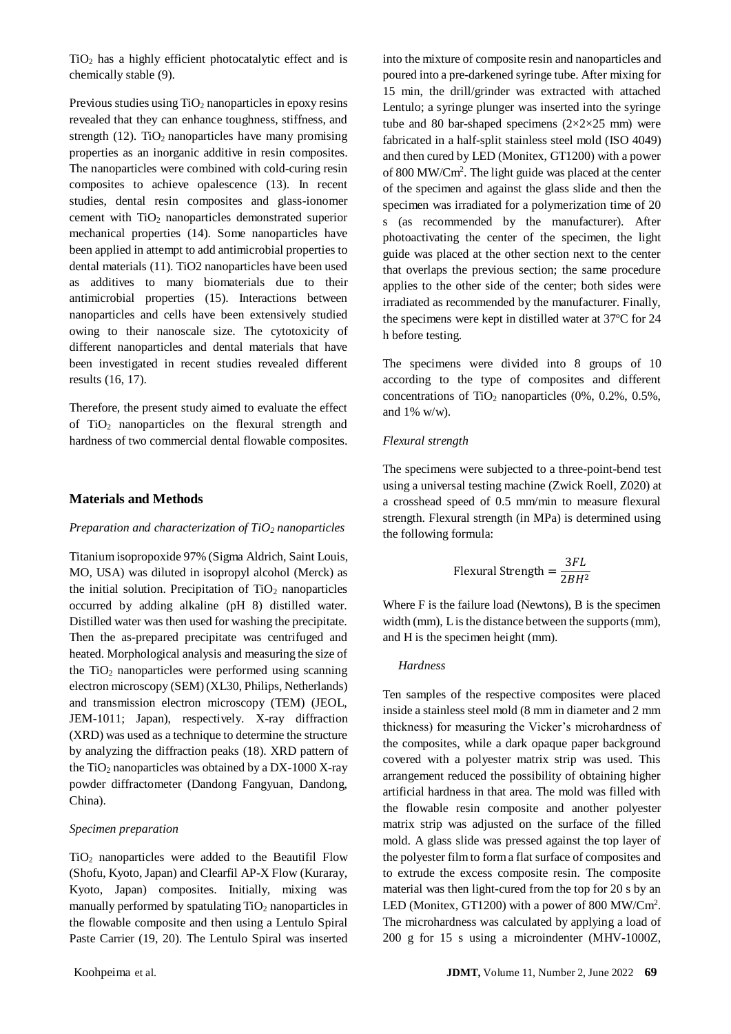$TiO_2$ has a highly efficient photocatalytic effect and is chemically stable (9).

Previous studies using $TiO_2$ nanoparticles in epoxy resins revealed that they can enhance toughness, stiffness, and strength (12). $TiO_2$ nanoparticles have many promising properties as an inorganic additive in resin composites. The nanoparticles were combined with cold-curing resin composites to achieve opalescence (13). In recent studies, dental resin composites and glass-ionomer cement with $TiO_2$ nanoparticles demonstrated superior mechanical properties (14). Some nanoparticles have been applied in attempt to add antimicrobial properties to dental materials (11). TiO2 nanoparticles have been used as additives to many biomaterials due to their antimicrobial properties (15). Interactions between nanoparticles and cells have been extensively studied owing to their nanoscale size. The cytotoxicity of different nanoparticles and dental materials that have been investigated in recent studies revealed different results (16, 17).

Therefore, the present study aimed to evaluate the effect of $TiO_2$ nanoparticles on the flexural strength and hardness of two commercial dental flowable composites.

## Materials and Methods

### *Preparation and characterization of $TiO_2$ nanoparticles*

Titanium isopropoxide 97% (Sigma Aldrich, Saint Louis, MO, USA) was diluted in isopropyl alcohol (Merck) as the initial solution. Precipitation of $TiO_2$ nanoparticles occurred by adding alkaline (pH 8) distilled water. Distilled water was then used for washing the precipitate. Then the as-prepared precipitate was centrifuged and heated. Morphological analysis and measuring the size of the $TiO_2$ nanoparticles were performed using scanning electron microscopy (SEM) (XL30, Philips, Netherlands) and transmission electron microscopy (TEM) (JEOL, JEM-1011; Japan), respectively. X-ray diffraction (XRD) was used as a technique to determine the structure by analyzing the diffraction peaks (18). XRD pattern of the $TiO_2$ nanoparticles was obtained by a DX-1000 X-ray powder diffractometer (Dandong Fangyuan, Dandong, China).

### *Specimen preparation*

$TiO_2$ nanoparticles were added to the Beautifil Flow (Shofu, Kyoto, Japan) and Clearfil AP-X Flow (Kuraray, Kyoto, Japan) composites. Initially, mixing was manually performed by spatulating $TiO_2$ nanoparticles in the flowable composite and then using a Lentulo Spiral Paste Carrier (19, 20). The Lentulo Spiral was inserted into the mixture of composite resin and nanoparticles and poured into a pre-darkened syringe tube. After mixing for 15 min, the drill/grinder was extracted with attached Lentulo; a syringe plunger was inserted into the syringe tube and 80 bar-shaped specimens (2×2×25 mm) were fabricated in a half-split stainless steel mold (ISO 4049) and then cured by LED (Monitex, GT1200) with a power of 800 MW/Cm$^2$. The light guide was placed at the center of the specimen and against the glass slide and then the specimen was irradiated for a polymerization time of 20 s (as recommended by the manufacturer). After photoactivating the center of the specimen, the light guide was placed at the other section next to the center that overlaps the previous section; the same procedure applies to the other side of the center; both sides were irradiated as recommended by the manufacturer. Finally, the specimens were kept in distilled water at 37ºC for 24 h before testing.

The specimens were divided into 8 groups of 10 according to the type of composites and different concentrations of $TiO_2$ nanoparticles (0%, 0.2%, 0.5%, and 1% w/w).

### *Flexural strength*

The specimens were subjected to a three-point-bend test using a universal testing machine (Zwick Roell, Z020) at a crosshead speed of 0.5 mm/min to measure flexural strength. Flexural strength (in MPa) is determined using the following formula:

$$\text{Flexural Strength} = \frac{3FL}{2BH^2}$$

Where F is the failure load (Newtons), B is the specimen width (mm), L is the distance between the supports (mm), and H is the specimen height (mm).

### *Hardness*

Ten samples of the respective composites were placed inside a stainless steel mold (8 mm in diameter and 2 mm thickness) for measuring the Vicker's microhardness of the composites, while a dark opaque paper background covered with a polyester matrix strip was used. This arrangement reduced the possibility of obtaining higher artificial hardness in that area. The mold was filled with the flowable resin composite and another polyester matrix strip was adjusted on the surface of the filled mold. A glass slide was pressed against the top layer of the polyester film to form a flat surface of composites and to extrude the excess composite resin. The composite material was then light-cured from the top for 20 s by an LED (Monitex, GT1200) with a power of 800 MW/Cm$^2$. The microhardness was calculated by applying a load of 200 g for 15 s using a microindenter (MHV-1000Z,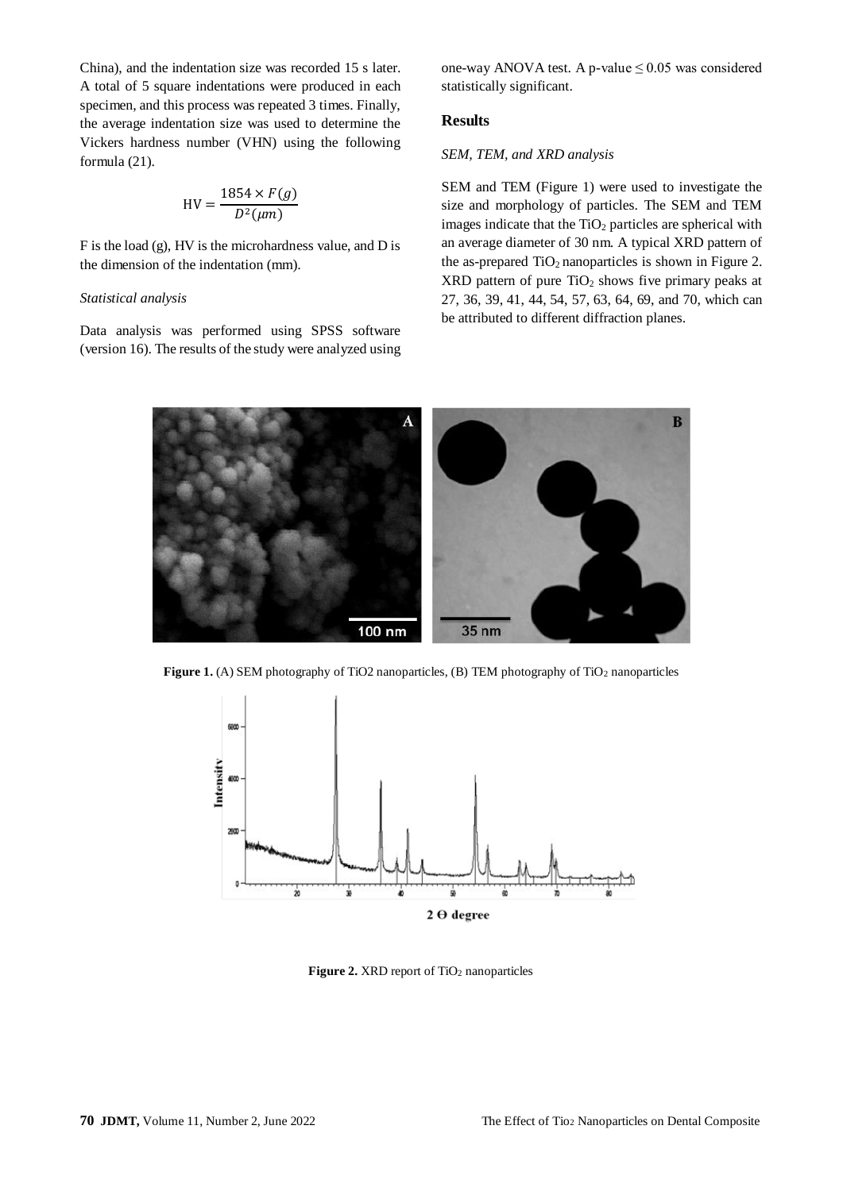China), and the indentation size was recorded 15 s later. A total of 5 square indentations were produced in each specimen, and this process was repeated 3 times. Finally, the average indentation size was used to determine the Vickers hardness number (VHN) using the following formula (21).

$$\mathrm{HV} = \frac{1854 \times F(g)}{D^2(\mu m)}$$

F is the load (g), HV is the microhardness value, and D is the dimension of the indentation (mm).

*Statistical analysis*

Data analysis was performed using SPSS software (version 16). The results of the study were analyzed using one-way ANOVA test. A p-value $\leq 0.05$ was considered statistically significant.

## Results

*SEM, TEM, and XRD analysis*

SEM and TEM (Figure 1) were used to investigate the size and morphology of particles. The SEM and TEM images indicate that the $TiO_2$ particles are spherical with an average diameter of 30 nm. A typical XRD pattern of the as-prepared $TiO_2$ nanoparticles is shown in Figure 2. XRD pattern of pure $TiO_2$ shows five primary peaks at 27, 36, 39, 41, 44, 54, 57, 63, 64, 69, and 70, which can be attributed to different diffraction planes.

**Figure 1.** (A) SEM photography of TiO2 nanoparticles, (B) TEM photography of $TiO_2$ nanoparticles

**Figure 2.** XRD report of $TiO_2$ nanoparticles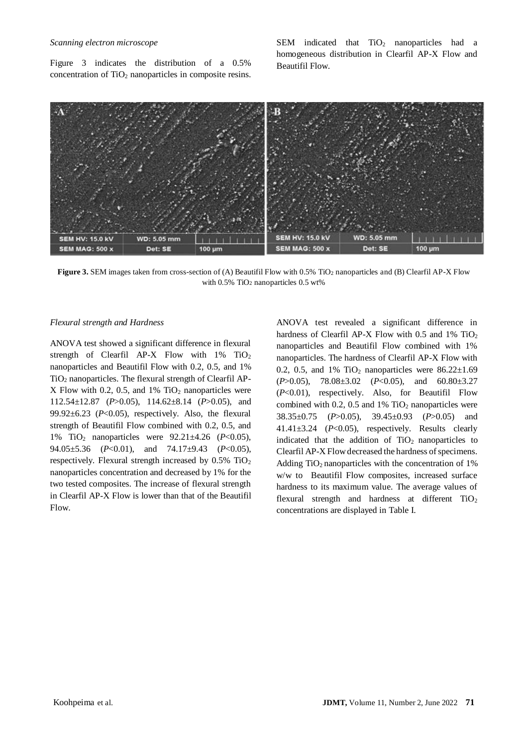*Scanning electron microscope*

Figure 3 indicates the distribution of a 0.5% concentration of $TiO_2$ nanoparticles in composite resins. SEM indicated that $TiO_2$ nanoparticles had a homogeneous distribution in Clearfil AP-X Flow and Beautifil Flow.

**Figure 3.** SEM images taken from cross-section of (A) Beautifil Flow with 0.5% $TiO_2$ nanoparticles and (B) Clearfil AP-X Flow with 0.5% $TiO_2$ nanoparticles 0.5 wt%

*Flexural strength and Hardness*

ANOVA test showed a significant difference in flexural strength of Clearfil AP-X Flow with 1% $TiO_2$ nanoparticles and Beautifil Flow with 0.2, 0.5, and 1% $TiO_2$ nanoparticles. The flexural strength of Clearfil AP-X Flow with 0.2, 0.5, and 1% $TiO_2$ nanoparticles were 112.54±12.87 ($P$>0.05), 114.62±8.14 ($P$>0.05), and 99.92±6.23 ($P$<0.05), respectively. Also, the flexural strength of Beautifil Flow combined with 0.2, 0.5, and 1% $TiO_2$ nanoparticles were 92.21±4.26 ($P$<0.05), 94.05±5.36 ($P$<0.01), and 74.17±9.43 ($P$<0.05), respectively. Flexural strength increased by 0.5% $TiO_2$ nanoparticles concentration and decreased by 1% for the two tested composites. The increase of flexural strength in Clearfil AP-X Flow is lower than that of the Beautifil Flow.

ANOVA test revealed a significant difference in hardness of Clearfil AP-X Flow with 0.5 and 1% $TiO_2$ nanoparticles and Beautifil Flow combined with 1% nanoparticles. The hardness of Clearfil AP-X Flow with 0.2, 0.5, and 1% $TiO_2$ nanoparticles were 86.22±1.69 ($P$>0.05), 78.08±3.02 ($P$<0.05), and 60.80±3.27 ($P$<0.01), respectively. Also, for Beautifil Flow combined with 0.2, 0.5 and 1% $TiO_2$ nanoparticles were 38.35±0.75 ($P$>0.05), 39.45±0.93 ($P$>0.05) and 41.41±3.24 ($P$<0.05), respectively. Results clearly indicated that the addition of $TiO_2$ nanoparticles to Clearfil AP-X Flow decreased the hardness of specimens. Adding $TiO_2$ nanoparticles with the concentration of 1% w/w to Beautifil Flow composites, increased surface hardness to its maximum value. The average values of flexural strength and hardness at different $TiO_2$ concentrations are displayed in Table I.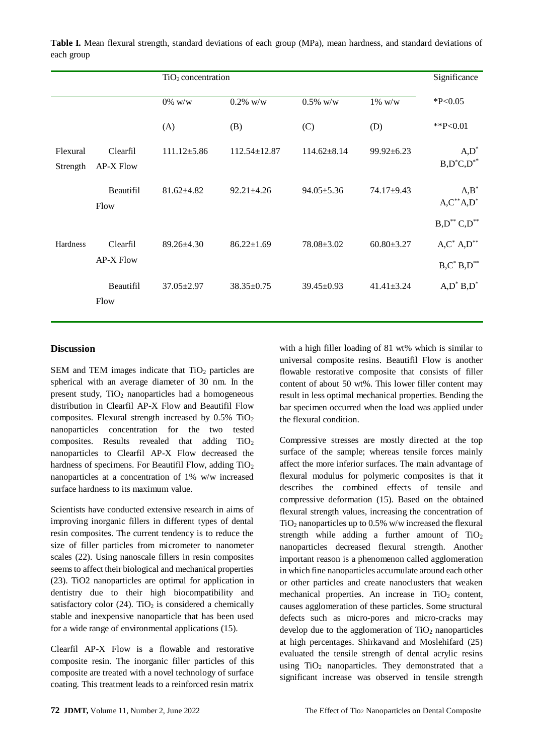**Table I.** Mean flexural strength, standard deviations of each group (MPa), mean hardness, and standard deviations of each group

| | | $TiO_2$ concentration | | | | Significance |
|---|---|---|---|---|---|---|
| | | 0% w/w | 0.2% w/w | 0.5% w/w | 1% w/w | *P<0.05 |
| | | (A) | (B) | (C) | (D) | **P<0.01 |
| Flexural Strength | Clearfil AP-X Flow | 111.12±5.86 | 112.54±12.87 | 114.62±8.14 | 99.92±6.23 | A,D* B,D*C,D** |
| | Beautifil Flow | 81.62±4.82 | 92.21±4.26 | 94.05±5.36 | 74.17±9.43 | A,B* A,C**A,D* B,D** C,D** |
| Hardness | Clearfil AP-X Flow | 89.26±4.30 | 86.22±1.69 | 78.08±3.02 | 60.80±3.27 | A,C* A,D** B,C* B,D** |
| | Beautifil Flow | 37.05±2.97 | 38.35±0.75 | 39.45±0.93 | 41.41±3.24 | A,D* B,D* |

## Discussion

SEM and TEM images indicate that $TiO_2$ particles are spherical with an average diameter of 30 nm. In the present study, $TiO_2$ nanoparticles had a homogeneous distribution in Clearfil AP-X Flow and Beautifil Flow composites. Flexural strength increased by 0.5% $TiO_2$ nanoparticles concentration for the two tested composites. Results revealed that adding $TiO_2$ nanoparticles to Clearfil AP-X Flow decreased the hardness of specimens. For Beautifil Flow, adding $TiO_2$ nanoparticles at a concentration of 1% w/w increased surface hardness to its maximum value.

Scientists have conducted extensive research in aims of improving inorganic fillers in different types of dental resin composites. The current tendency is to reduce the size of filler particles from micrometer to nanometer scales (22). Using nanoscale fillers in resin composites seems to affect their biological and mechanical properties (23). TiO2 nanoparticles are optimal for application in dentistry due to their high biocompatibility and satisfactory color (24). $TiO_2$ is considered a chemically stable and inexpensive nanoparticle that has been used for a wide range of environmental applications (15).

Clearfil AP-X Flow is a flowable and restorative composite resin. The inorganic filler particles of this composite are treated with a novel technology of surface coating. This treatment leads to a reinforced resin matrix with a high filler loading of 81 wt% which is similar to universal composite resins. Beautifil Flow is another flowable restorative composite that consists of filler content of about 50 wt%. This lower filler content may result in less optimal mechanical properties. Bending the bar specimen occurred when the load was applied under the flexural condition.

Compressive stresses are mostly directed at the top surface of the sample; whereas tensile forces mainly affect the more inferior surfaces. The main advantage of flexural modulus for polymeric composites is that it describes the combined effects of tensile and compressive deformation (15). Based on the obtained flexural strength values, increasing the concentration of $TiO_2$ nanoparticles up to 0.5% w/w increased the flexural strength while adding a further amount of $TiO_2$ nanoparticles decreased flexural strength. Another important reason is a phenomenon called agglomeration in which fine nanoparticles accumulate around each other or other particles and create nanoclusters that weaken mechanical properties. An increase in $TiO_2$ content, causes agglomeration of these particles. Some structural defects such as micro-pores and micro-cracks may develop due to the agglomeration of $TiO_2$ nanoparticles at high percentages. Shirkavand and Moslehifard (25) evaluated the tensile strength of dental acrylic resins using $TiO_2$ nanoparticles. They demonstrated that a significant increase was observed in tensile strength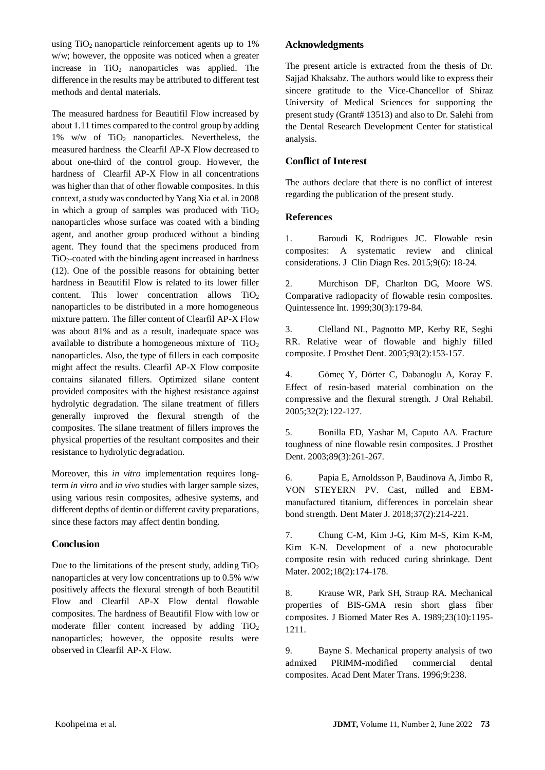using $TiO_2$ nanoparticle reinforcement agents up to 1% w/w; however, the opposite was noticed when a greater increase in $TiO_2$ nanoparticles was applied. The difference in the results may be attributed to different test methods and dental materials.

The measured hardness for Beautifil Flow increased by about 1.11 times compared to the control group by adding 1% w/w of $TiO_2$ nanoparticles. Nevertheless, the measured hardness the Clearfil AP-X Flow decreased to about one-third of the control group. However, the hardness of Clearfil AP-X Flow in all concentrations was higher than that of other flowable composites. In this context, a study was conducted by Yang Xia et al. in 2008 in which a group of samples was produced with $TiO_2$ nanoparticles whose surface was coated with a binding agent, and another group produced without a binding agent. They found that the specimens produced from $TiO_2$-coated with the binding agent increased in hardness (12). One of the possible reasons for obtaining better hardness in Beautifil Flow is related to its lower filler content. This lower concentration allows $TiO_2$ nanoparticles to be distributed in a more homogeneous mixture pattern. The filler content of Clearfil AP-X Flow was about 81% and as a result, inadequate space was available to distribute a homogeneous mixture of $TiO_2$ nanoparticles. Also, the type of fillers in each composite might affect the results. Clearfil AP-X Flow composite contains silanated fillers. Optimized silane content provided composites with the highest resistance against hydrolytic degradation. The silane treatment of fillers generally improved the flexural strength of the composites. The silane treatment of fillers improves the physical properties of the resultant composites and their resistance to hydrolytic degradation.

Moreover, this *in vitro* implementation requires long-term *in vitro* and *in vivo* studies with larger sample sizes, using various resin composites, adhesive systems, and different depths of dentin or different cavity preparations, since these factors may affect dentin bonding.

## Conclusion

Due to the limitations of the present study, adding $TiO_2$ nanoparticles at very low concentrations up to 0.5% w/w positively affects the flexural strength of both Beautifil Flow and Clearfil AP-X Flow dental flowable composites. The hardness of Beautifil Flow with low or moderate filler content increased by adding $TiO_2$ nanoparticles; however, the opposite results were observed in Clearfil AP-X Flow.

## Acknowledgments

The present article is extracted from the thesis of Dr. Sajjad Khaksabz. The authors would like to express their sincere gratitude to the Vice-Chancellor of Shiraz University of Medical Sciences for supporting the present study (Grant# 13513) and also to Dr. Salehi from the Dental Research Development Center for statistical analysis.

## Conflict of Interest

The authors declare that there is no conflict of interest regarding the publication of the present study.

## References

1. Baroudi K, Rodrigues JC. Flowable resin composites: A systematic review and clinical considerations. J Clin Diagn Res. 2015;9(6): 18-24.

2. Murchison DF, Charlton DG, Moore WS. Comparative radiopacity of flowable resin composites. Quintessence Int. 1999;30(3):179-84.

3. Clelland NL, Pagnotto MP, Kerby RE, Seghi RR. Relative wear of flowable and highly filled composite. J Prosthet Dent. 2005;93(2):153-157.

4. Gömeç Y, Dörter C, Dabanoglu A, Koray F. Effect of resin-based material combination on the compressive and the flexural strength. J Oral Rehabil. 2005;32(2):122-127.

5. Bonilla ED, Yashar M, Caputo AA. Fracture toughness of nine flowable resin composites. J Prosthet Dent. 2003;89(3):261-267.

6. Papia E, Arnoldsson P, Baudinova A, Jimbo R, VON STEYERN PV. Cast, milled and EBM-manufactured titanium, differences in porcelain shear bond strength. Dent Mater J. 2018;37(2):214-221.

7. Chung C-M, Kim J-G, Kim M-S, Kim K-M, Kim K-N. Development of a new photocurable composite resin with reduced curing shrinkage. Dent Mater. 2002;18(2):174-178.

8. Krause WR, Park SH, Straup RA. Mechanical properties of BIS-GMA resin short glass fiber composites. J Biomed Mater Res A. 1989;23(10):1195-1211.

9. Bayne S. Mechanical property analysis of two admixed PRIMM-modified commercial dental composites. Acad Dent Mater Trans. 1996;9:238.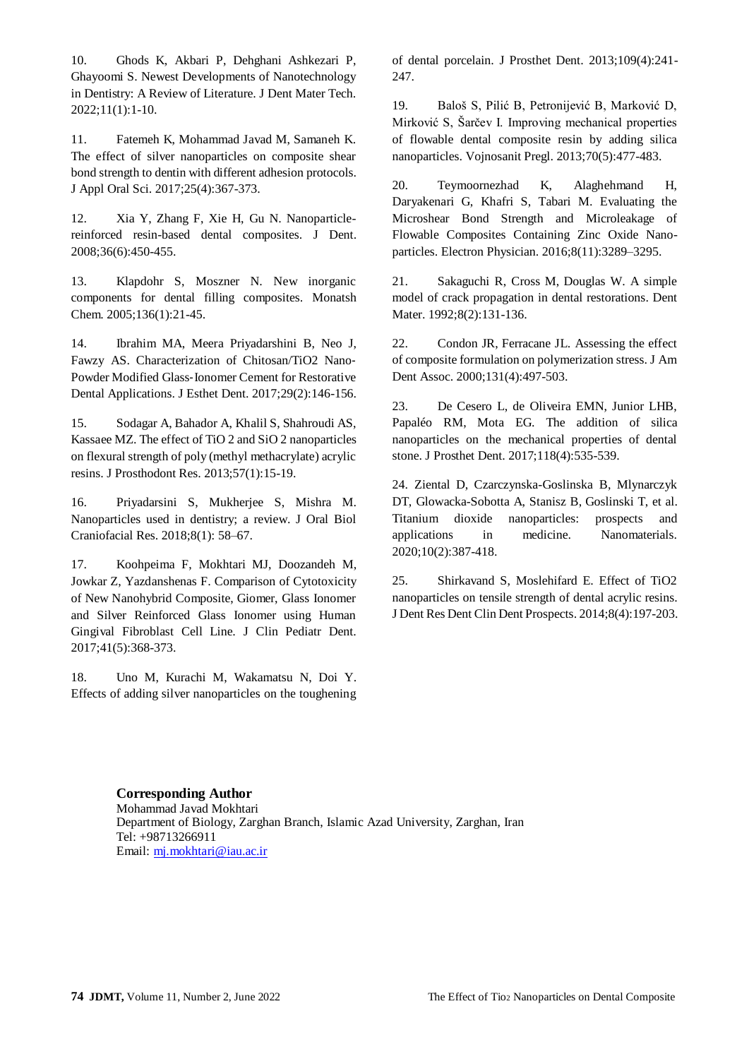10. Ghods K, Akbari P, Dehghani Ashkezari P, Ghayoomi S. Newest Developments of Nanotechnology in Dentistry: A Review of Literature. J Dent Mater Tech. 2022;11(1):1-10.

11. Fatemeh K, Mohammad Javad M, Samaneh K. The effect of silver nanoparticles on composite shear bond strength to dentin with different adhesion protocols. J Appl Oral Sci. 2017;25(4):367-373.

12. Xia Y, Zhang F, Xie H, Gu N. Nanoparticle-reinforced resin-based dental composites. J Dent. 2008;36(6):450-455.

13. Klapdohr S, Moszner N. New inorganic components for dental filling composites. Monatsh Chem. 2005;136(1):21-45.

14. Ibrahim MA, Meera Priyadarshini B, Neo J, Fawzy AS. Characterization of Chitosan/TiO2 Nano-Powder Modified Glass‐Ionomer Cement for Restorative Dental Applications. J Esthet Dent. 2017;29(2):146-156.

15. Sodagar A, Bahador A, Khalil S, Shahroudi AS, Kassaee MZ. The effect of TiO 2 and SiO 2 nanoparticles on flexural strength of poly (methyl methacrylate) acrylic resins. J Prosthodont Res. 2013;57(1):15-19.

16. Priyadarsini S, Mukherjee S, Mishra M. Nanoparticles used in dentistry; a review. J Oral Biol Craniofacial Res. 2018;8(1): 58–67.

17. Koohpeima F, Mokhtari MJ, Doozandeh M, Jowkar Z, Yazdanshenas F. Comparison of Cytotoxicity of New Nanohybrid Composite, Giomer, Glass Ionomer and Silver Reinforced Glass Ionomer using Human Gingival Fibroblast Cell Line. J Clin Pediatr Dent. 2017;41(5):368-373.

18. Uno M, Kurachi M, Wakamatsu N, Doi Y. Effects of adding silver nanoparticles on the toughening of dental porcelain. J Prosthet Dent. 2013;109(4):241-247.

19. Baloš S, Pilić B, Petronijević B, Marković D, Mirković S, Šarčev I. Improving mechanical properties of flowable dental composite resin by adding silica nanoparticles. Vojnosanit Pregl. 2013;70(5):477-483.

20. Teymoornezhad K, Alaghehmand H, Daryakenari G, Khafri S, Tabari M. Evaluating the Microshear Bond Strength and Microleakage of Flowable Composites Containing Zinc Oxide Nano-particles. Electron Physician. 2016;8(11):3289–3295.

21. Sakaguchi R, Cross M, Douglas W. A simple model of crack propagation in dental restorations. Dent Mater. 1992;8(2):131-136.

22. Condon JR, Ferracane JL. Assessing the effect of composite formulation on polymerization stress. J Am Dent Assoc. 2000;131(4):497-503.

23. De Cesero L, de Oliveira EMN, Junior LHB, Papaléo RM, Mota EG. The addition of silica nanoparticles on the mechanical properties of dental stone. J Prosthet Dent. 2017;118(4):535-539.

24. Ziental D, Czarczynska-Goslinska B, Mlynarczyk DT, Glowacka-Sobotta A, Stanisz B, Goslinski T, et al. Titanium dioxide nanoparticles: prospects and applications in medicine. Nanomaterials. 2020;10(2):387-418.

25. Shirkavand S, Moslehifard E. Effect of TiO2 nanoparticles on tensile strength of dental acrylic resins. J Dent Res Dent Clin Dent Prospects. 2014;8(4):197-203.

**Corresponding Author**
Mohammad Javad Mokhtari
Department of Biology, Zarghan Branch, Islamic Azad University, Zarghan, Iran
Tel: +98713266911
Email: mj.mokhtari@iau.ac.ir